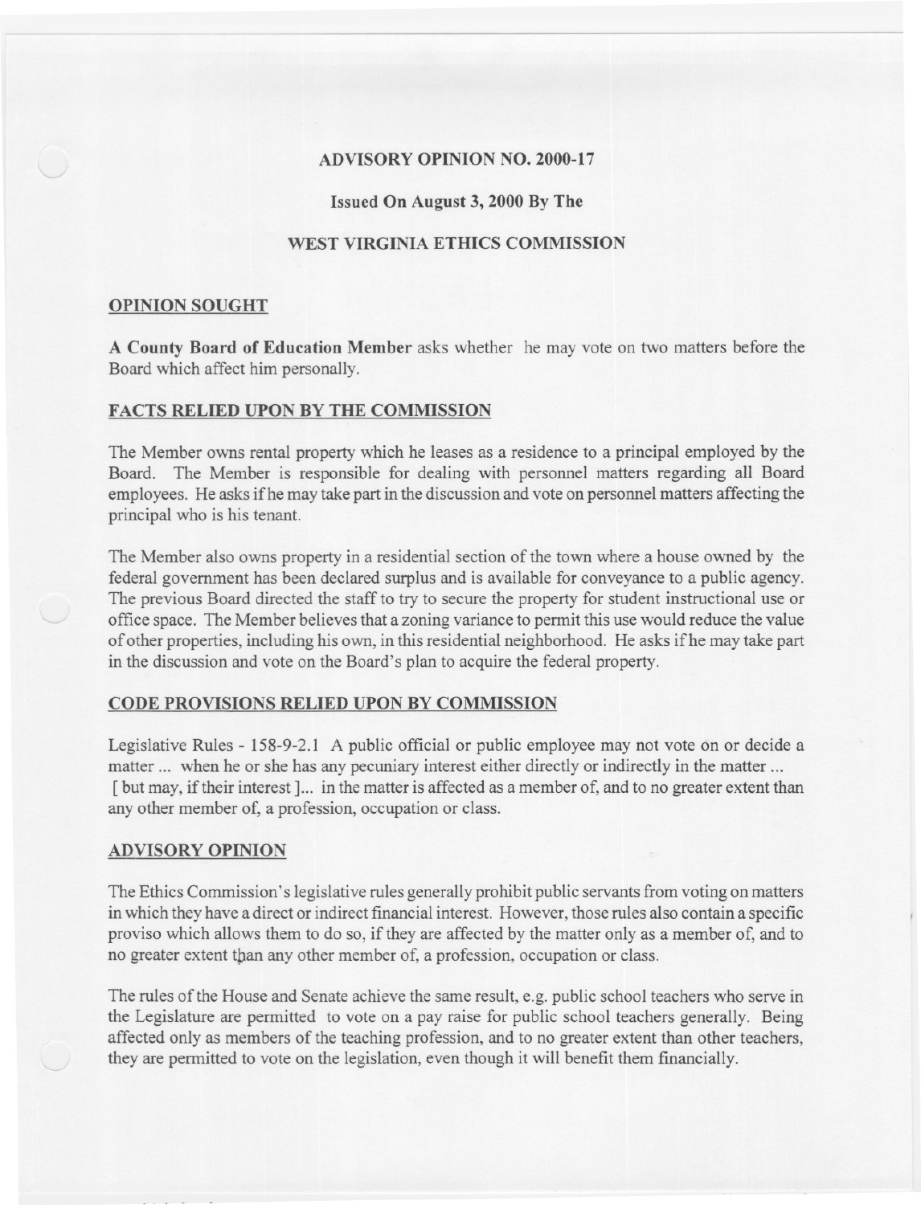# ADVISORY OPINION NO. 2000-17

**Issued On August 3, 2000 By The**

**WEST VIRGINIA ETHICS COMMISSION**

## OPINION SOUGHT

**A County Board of Education Member** asks whether he may vote on two matters before the Board which affect him personally.

## FACTS RELIED UPON BY THE COMMISSION

The Member owns rental property which he leases as a residence to a principal employed by the Board. The Member is responsible for dealing with personnel matters regarding all Board employees. He asks if he may take part in the discussion and vote on personnel matters affecting the principal who is his tenant.

The Member also owns property in a residential section of the town where a house owned by the federal government has been declared surplus and is available for conveyance to a public agency. The previous Board directed the staff to try to secure the property for student instructional use or office space. The Member believes that a zoning variance to permit this use would reduce the value of other properties, including his own, in this residential neighborhood. He asks if he may take part in the discussion and vote on the Board's plan to acquire the federal property.

## CODE PROVISIONS RELIED UPON BY COMMISSION

Legislative Rules - 158-9-2.1 A public official or public employee may not vote on or decide a matter ... when he or she has any pecuniary interest either directly or indirectly in the matter ... [ but may, if their interest ]... in the matter is affected as a member of, and to no greater extent than any other member of, a profession, occupation or class.

## ADVISORY OPINION

The Ethics Commission's legislative rules generally prohibit public servants from voting on matters in which they have a direct or indirect financial interest. However, those rules also contain a specific proviso which allows them to do so, if they are affected by the matter only as a member of, and to no greater extent than any other member of, a profession, occupation or class.

The rules of the House and Senate achieve the same result, e.g. public school teachers who serve in the Legislature are permitted to vote on a pay raise for public school teachers generally. Being affected only as members of the teaching profession, and to no greater extent than other teachers, they are permitted to vote on the legislation, even though it will benefit them financially.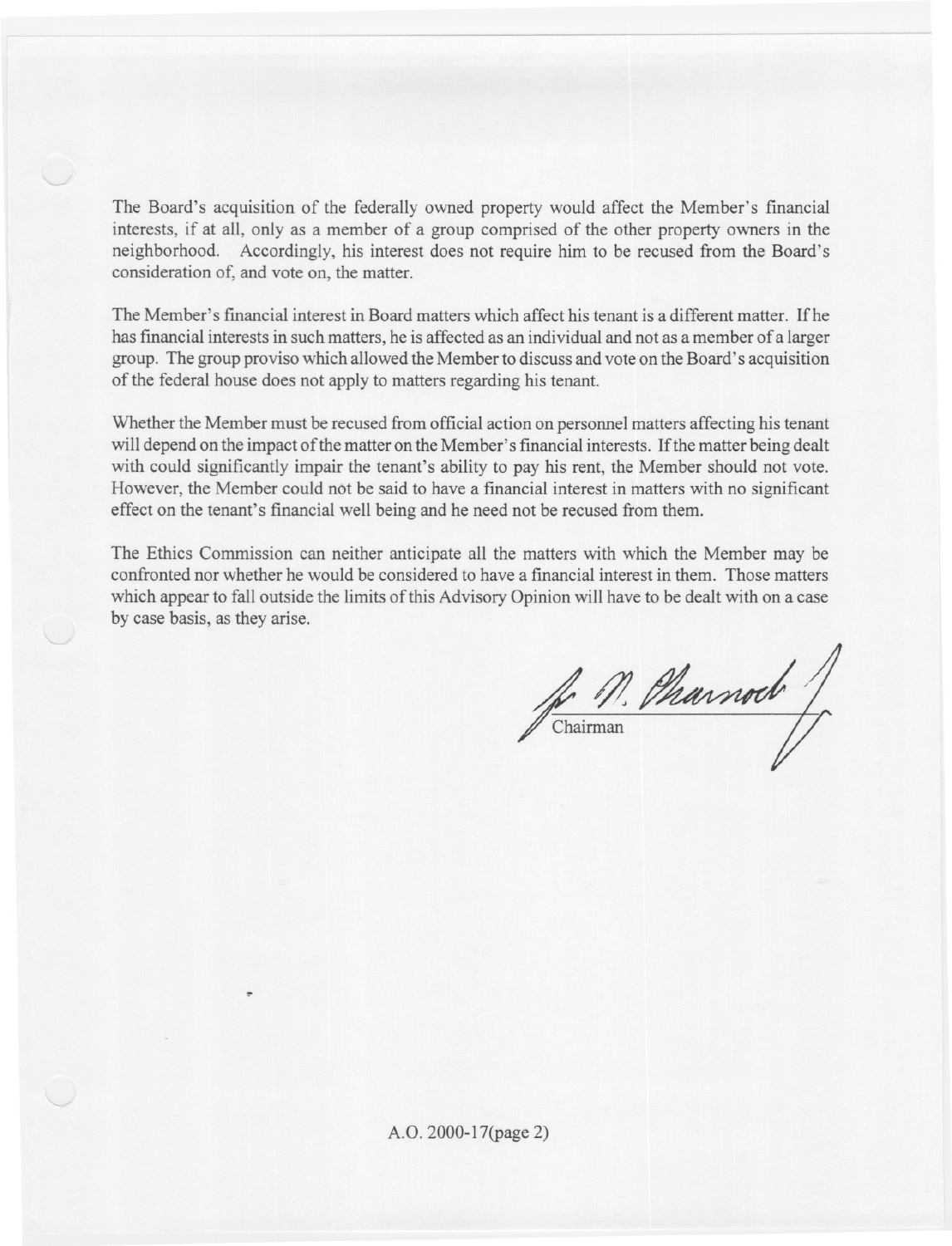The Board's acquisition of the federally owned property would affect the Member's financial interests, if at all, only as a member of a group comprised of the other property owners in the neighborhood. Accordingly, his interest does not require him to be recused from the Board's consideration of, and vote on, the matter.

The Member's financial interest in Board matters which affect his tenant is a different matter. If he has financial interests in such matters, he is affected as an individual and not as a member of a larger group. The group proviso which allowed the Member to discuss and vote on the Board's acquisition of the federal house does not apply to matters regarding his tenant.

Whether the Member must be recused from official action on personnel matters affecting his tenant will depend on the impact of the matter on the Member's financial interests. If the matter being dealt with could significantly impair the tenant's ability to pay his rent, the Member should not vote. However, the Member could not be said to have a financial interest in matters with no significant effect on the tenant's financial well being and he need not be recused from them.

The Ethics Commission can neither anticipate all the matters with which the Member may be confronted nor whether he would be considered to have a financial interest in them. Those matters which appear to fall outside the limits of this Advisory Opinion will have to be dealt with on a case by case basis, as they arise.

Chairman

A.O. 2000-17(page 2)